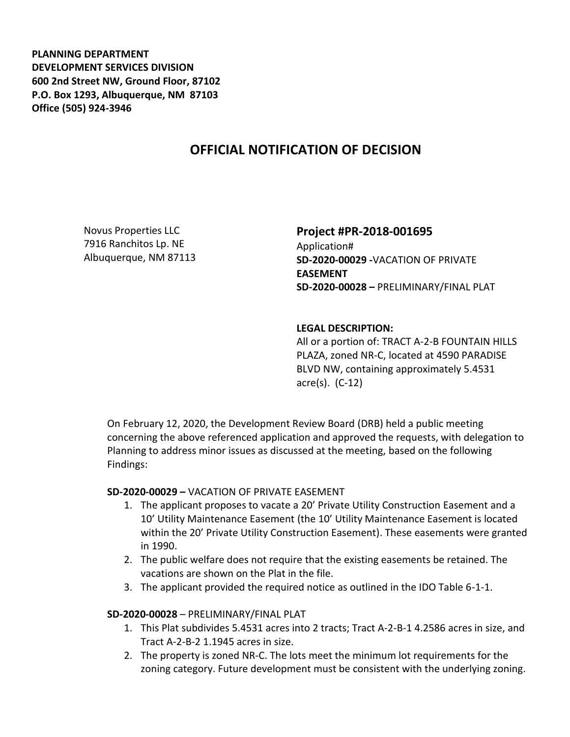**PLANNING DEPARTMENT**
**DEVELOPMENT SERVICES DIVISION**
**600 2nd Street NW, Ground Floor, 87102**
**P.O. Box 1293, Albuquerque, NM 87103**
**Office (505) 924-3946**

# OFFICIAL NOTIFICATION OF DECISION

Novus Properties LLC
7916 Ranchitos Lp. NE
Albuquerque, NM 87113

## Project #PR-2018-001695

Application#
**SD-2020-00029 -**VACATION OF PRIVATE **EASEMENT**
**SD-2020-00028 –** PRELIMINARY/FINAL PLAT

**LEGAL DESCRIPTION:**
All or a portion of: TRACT A-2-B FOUNTAIN HILLS PLAZA, zoned NR-C, located at 4590 PARADISE BLVD NW, containing approximately 5.4531 acre(s). (C-12)

On February 12, 2020, the Development Review Board (DRB) held a public meeting concerning the above referenced application and approved the requests, with delegation to Planning to address minor issues as discussed at the meeting, based on the following Findings:

**SD-2020-00029 –** VACATION OF PRIVATE EASEMENT

1. The applicant proposes to vacate a 20' Private Utility Construction Easement and a 10' Utility Maintenance Easement (the 10' Utility Maintenance Easement is located within the 20' Private Utility Construction Easement). These easements were granted in 1990.
2. The public welfare does not require that the existing easements be retained. The vacations are shown on the Plat in the file.
3. The applicant provided the required notice as outlined in the IDO Table 6-1-1.

**SD-2020-00028** – PRELIMINARY/FINAL PLAT

1. This Plat subdivides 5.4531 acres into 2 tracts; Tract A-2-B-1 4.2586 acres in size, and Tract A-2-B-2 1.1945 acres in size.
2. The property is zoned NR-C. The lots meet the minimum lot requirements for the zoning category. Future development must be consistent with the underlying zoning.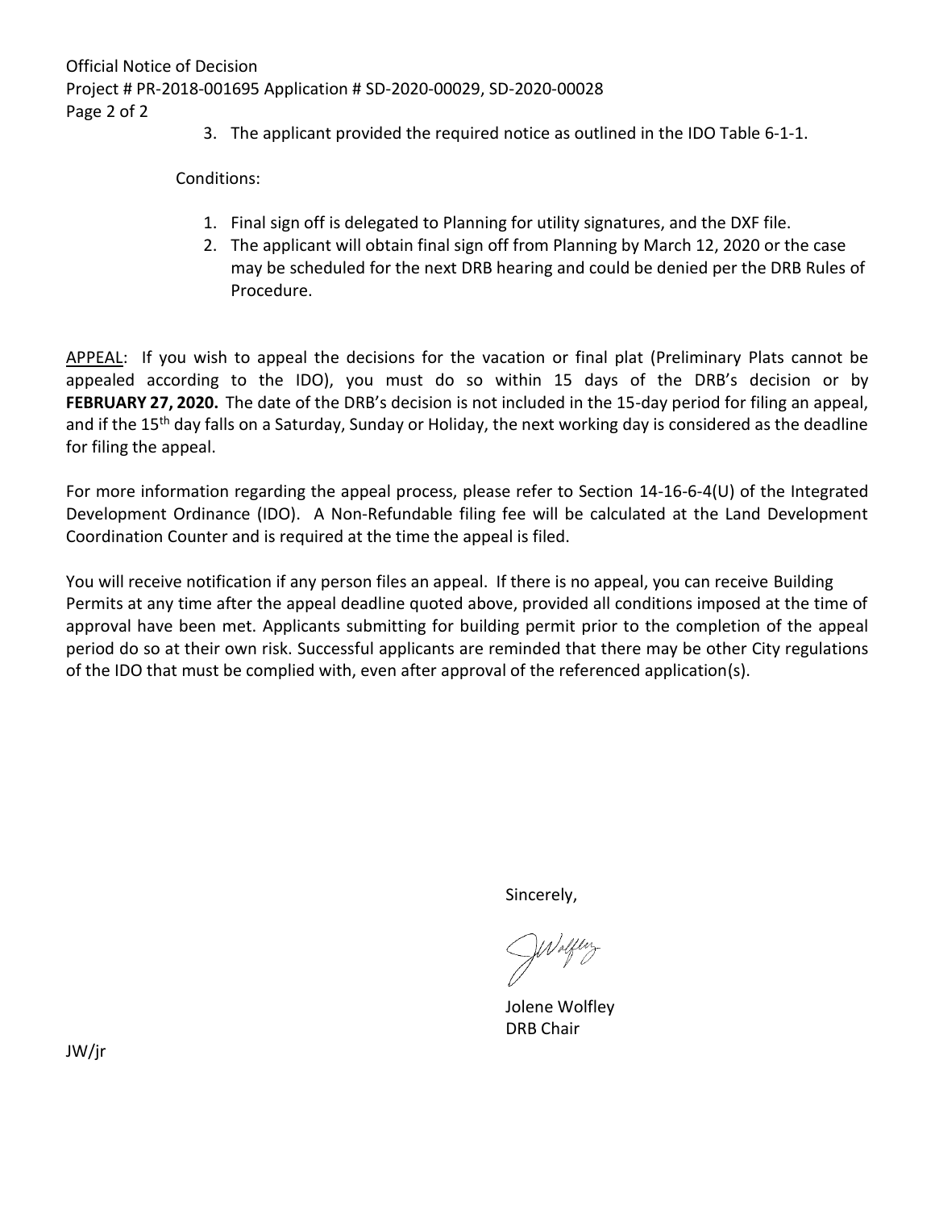3. The applicant provided the required notice as outlined in the IDO Table 6-1-1.

Conditions:

1. Final sign off is delegated to Planning for utility signatures, and the DXF file.
2. The applicant will obtain final sign off from Planning by March 12, 2020 or the case may be scheduled for the next DRB hearing and could be denied per the DRB Rules of Procedure.

APPEAL: If you wish to appeal the decisions for the vacation or final plat (Preliminary Plats cannot be appealed according to the IDO), you must do so within 15 days of the DRB's decision or by **FEBRUARY 27, 2020.** The date of the DRB's decision is not included in the 15-day period for filing an appeal, and if the 15th day falls on a Saturday, Sunday or Holiday, the next working day is considered as the deadline for filing the appeal.

For more information regarding the appeal process, please refer to Section 14-16-6-4(U) of the Integrated Development Ordinance (IDO). A Non-Refundable filing fee will be calculated at the Land Development Coordination Counter and is required at the time the appeal is filed.

You will receive notification if any person files an appeal. If there is no appeal, you can receive Building Permits at any time after the appeal deadline quoted above, provided all conditions imposed at the time of approval have been met. Applicants submitting for building permit prior to the completion of the appeal period do so at their own risk. Successful applicants are reminded that there may be other City regulations of the IDO that must be complied with, even after approval of the referenced application(s).

Sincerely,

Jolene Wolfley
DRB Chair

JW/jr